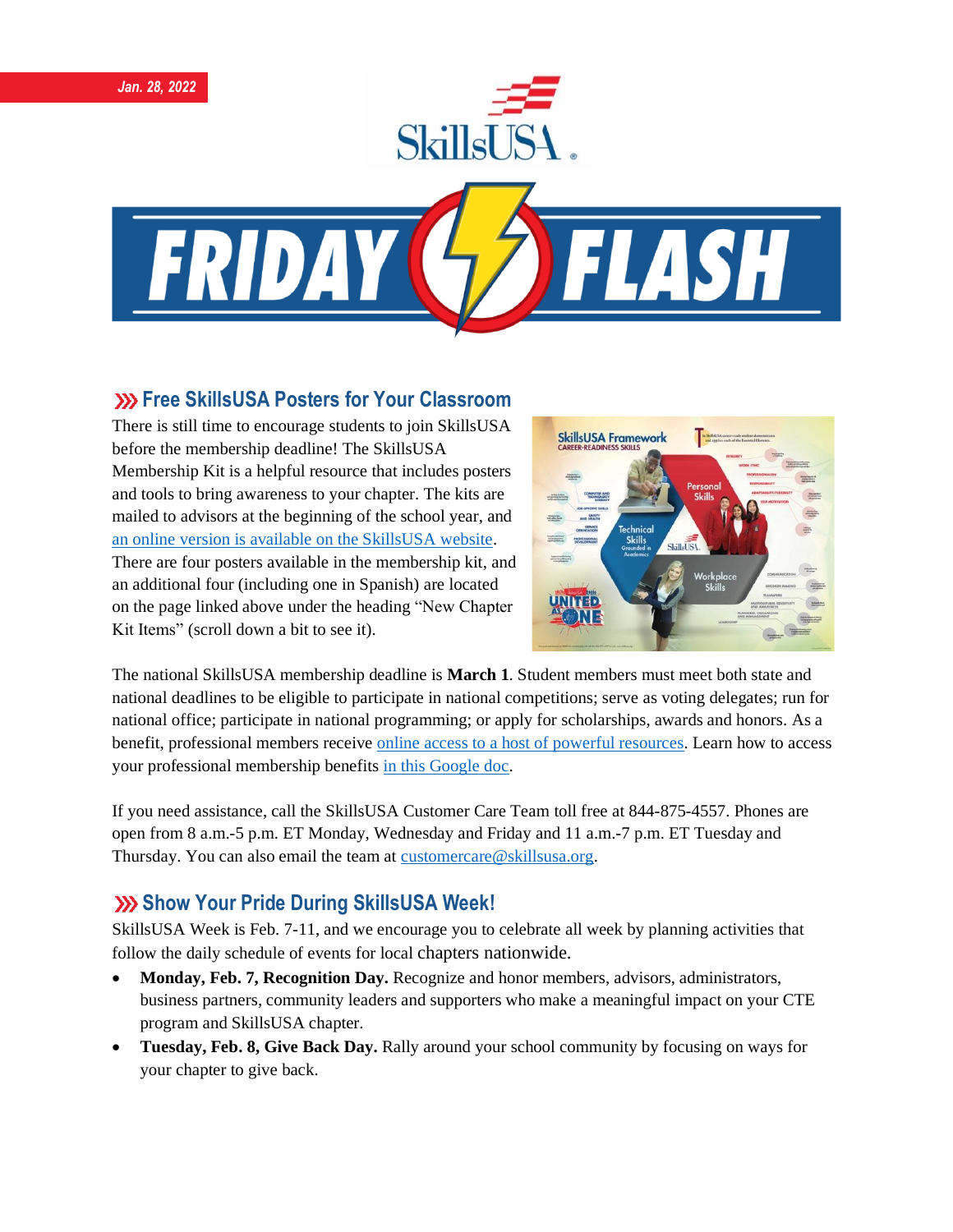Jan. 28, 2022

# SkillsUSA FRIDAY FLASH

## Free SkillsUSA Posters for Your Classroom

There is still time to encourage students to join SkillsUSA before the membership deadline! The SkillsUSA Membership Kit is a helpful resource that includes posters and tools to bring awareness to your chapter. The kits are mailed to advisors at the beginning of the school year, and an online version is available on the SkillsUSA website. There are four posters available in the membership kit, and an additional four (including one in Spanish) are located on the page linked above under the heading "New Chapter Kit Items" (scroll down a bit to see it).

The national SkillsUSA membership deadline is **March 1**. Student members must meet both state and national deadlines to be eligible to participate in national competitions; serve as voting delegates; run for national office; participate in national programming; or apply for scholarships, awards and honors. As a benefit, professional members receive online access to a host of powerful resources. Learn how to access your professional membership benefits in this Google doc.

If you need assistance, call the SkillsUSA Customer Care Team toll free at 844-875-4557. Phones are open from 8 a.m.-5 p.m. ET Monday, Wednesday and Friday and 11 a.m.-7 p.m. ET Tuesday and Thursday. You can also email the team at customercare@skillsusa.org.

## Show Your Pride During SkillsUSA Week!

SkillsUSA Week is Feb. 7-11, and we encourage you to celebrate all week by planning activities that follow the daily schedule of events for local chapters nationwide.

- **Monday, Feb. 7, Recognition Day.** Recognize and honor members, advisors, administrators, business partners, community leaders and supporters who make a meaningful impact on your CTE program and SkillsUSA chapter.
- **Tuesday, Feb. 8, Give Back Day.** Rally around your school community by focusing on ways for your chapter to give back.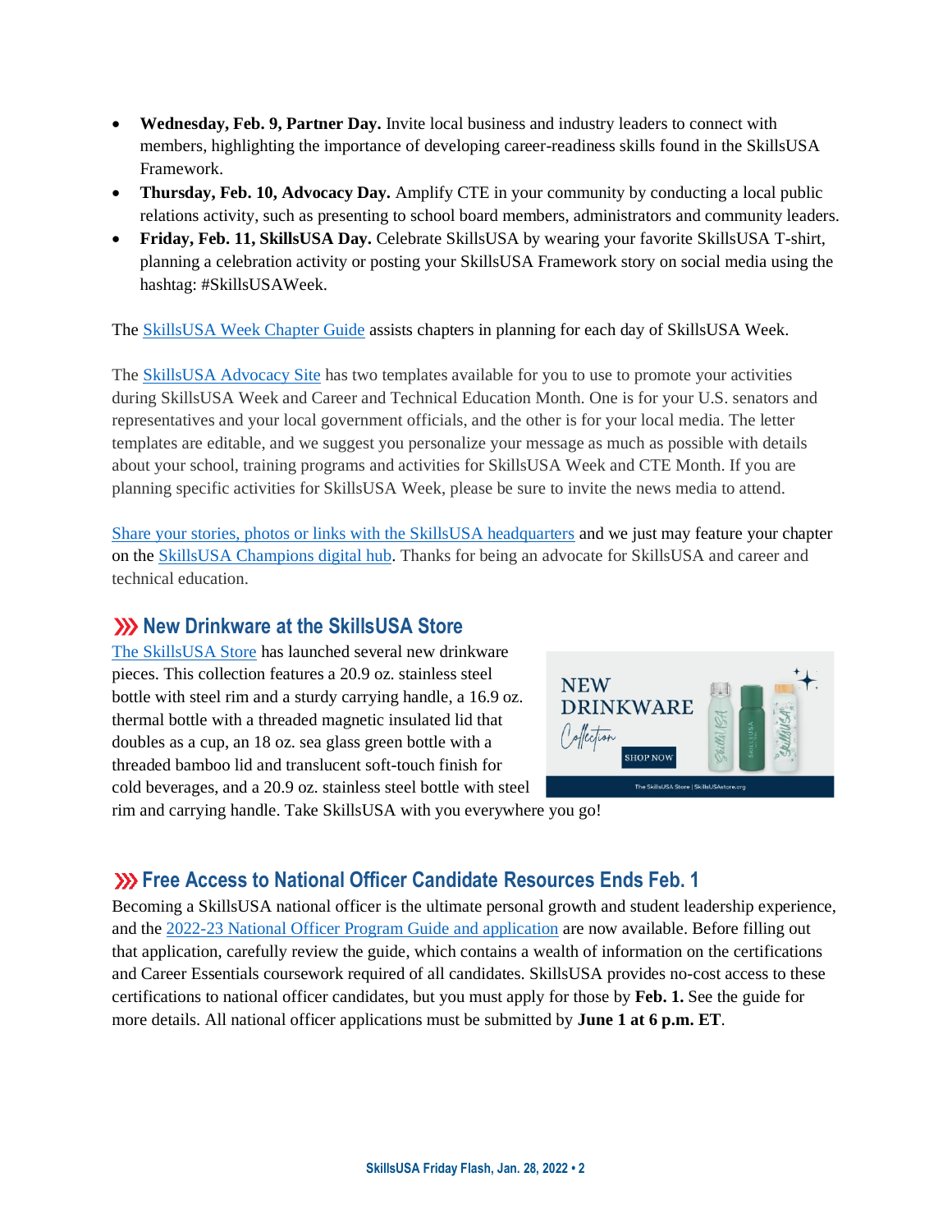- **Wednesday, Feb. 9, Partner Day.** Invite local business and industry leaders to connect with members, highlighting the importance of developing career-readiness skills found in the SkillsUSA Framework.
- **Thursday, Feb. 10, Advocacy Day.** Amplify CTE in your community by conducting a local public relations activity, such as presenting to school board members, administrators and community leaders.
- **Friday, Feb. 11, SkillsUSA Day.** Celebrate SkillsUSA by wearing your favorite SkillsUSA T-shirt, planning a celebration activity or posting your SkillsUSA Framework story on social media using the hashtag: #SkillsUSAWeek.

The SkillsUSA Week Chapter Guide assists chapters in planning for each day of SkillsUSA Week.

The SkillsUSA Advocacy Site has two templates available for you to use to promote your activities during SkillsUSA Week and Career and Technical Education Month. One is for your U.S. senators and representatives and your local government officials, and the other is for your local media. The letter templates are editable, and we suggest you personalize your message as much as possible with details about your school, training programs and activities for SkillsUSA Week and CTE Month. If you are planning specific activities for SkillsUSA Week, please be sure to invite the news media to attend.

Share your stories, photos or links with the SkillsUSA headquarters and we just may feature your chapter on the SkillsUSA Champions digital hub. Thanks for being an advocate for SkillsUSA and career and technical education.

## New Drinkware at the SkillsUSA Store

The SkillsUSA Store has launched several new drinkware pieces. This collection features a 20.9 oz. stainless steel bottle with steel rim and a sturdy carrying handle, a 16.9 oz. thermal bottle with a threaded magnetic insulated lid that doubles as a cup, an 18 oz. sea glass green bottle with a threaded bamboo lid and translucent soft-touch finish for cold beverages, and a 20.9 oz. stainless steel bottle with steel rim and carrying handle. Take SkillsUSA with you everywhere you go!

## Free Access to National Officer Candidate Resources Ends Feb. 1

Becoming a SkillsUSA national officer is the ultimate personal growth and student leadership experience, and the 2022-23 National Officer Program Guide and application are now available. Before filling out that application, carefully review the guide, which contains a wealth of information on the certifications and Career Essentials coursework required of all candidates. SkillsUSA provides no-cost access to these certifications to national officer candidates, but you must apply for those by **Feb. 1.** See the guide for more details. All national officer applications must be submitted by **June 1 at 6 p.m. ET**.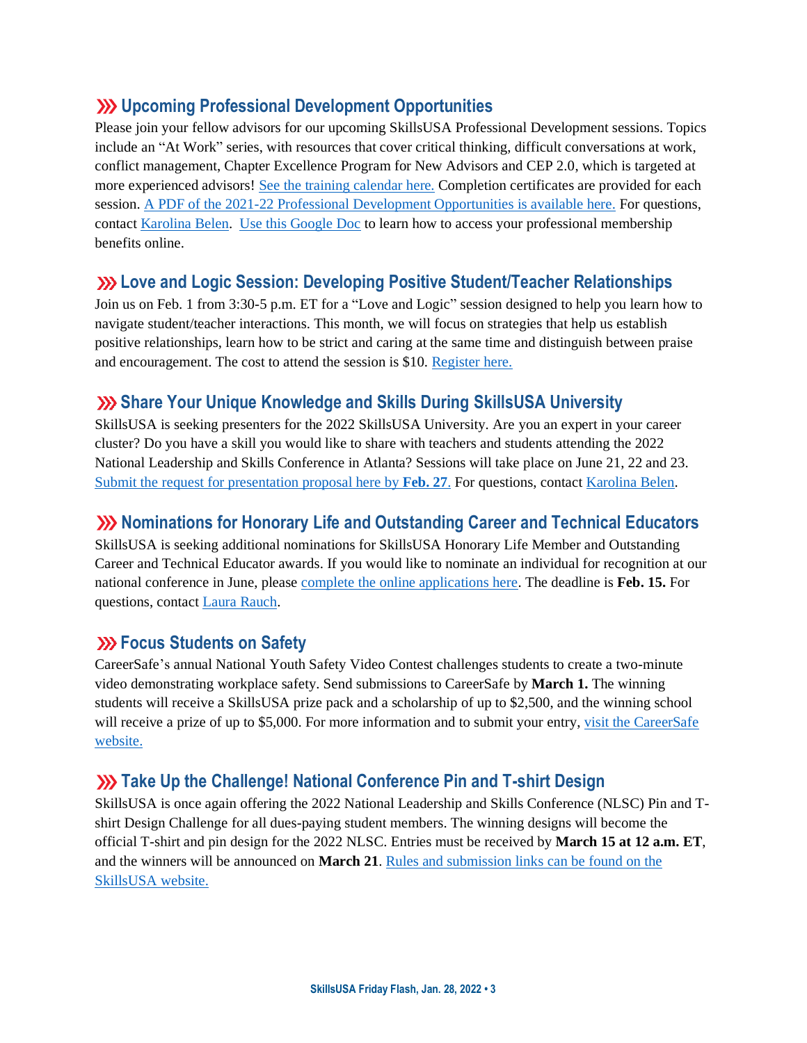## ⋙ Upcoming Professional Development Opportunities

Please join your fellow advisors for our upcoming SkillsUSA Professional Development sessions. Topics include an "At Work" series, with resources that cover critical thinking, difficult conversations at work, conflict management, Chapter Excellence Program for New Advisors and CEP 2.0, which is targeted at more experienced advisors! See the training calendar here. Completion certificates are provided for each session. A PDF of the 2021-22 Professional Development Opportunities is available here. For questions, contact Karolina Belen. Use this Google Doc to learn how to access your professional membership benefits online.

## ⋙ Love and Logic Session: Developing Positive Student/Teacher Relationships

Join us on Feb. 1 from 3:30-5 p.m. ET for a "Love and Logic" session designed to help you learn how to navigate student/teacher interactions. This month, we will focus on strategies that help us establish positive relationships, learn how to be strict and caring at the same time and distinguish between praise and encouragement. The cost to attend the session is $10. Register here.

## ⋙ Share Your Unique Knowledge and Skills During SkillsUSA University

SkillsUSA is seeking presenters for the 2022 SkillsUSA University. Are you an expert in your career cluster? Do you have a skill you would like to share with teachers and students attending the 2022 National Leadership and Skills Conference in Atlanta? Sessions will take place on June 21, 22 and 23. Submit the request for presentation proposal here by **Feb. 27**. For questions, contact Karolina Belen.

## ⋙ Nominations for Honorary Life and Outstanding Career and Technical Educators

SkillsUSA is seeking additional nominations for SkillsUSA Honorary Life Member and Outstanding Career and Technical Educator awards. If you would like to nominate an individual for recognition at our national conference in June, please complete the online applications here. The deadline is **Feb. 15.** For questions, contact Laura Rauch.

## ⋙ Focus Students on Safety

CareerSafe's annual National Youth Safety Video Contest challenges students to create a two-minute video demonstrating workplace safety. Send submissions to CareerSafe by **March 1.** The winning students will receive a SkillsUSA prize pack and a scholarship of up to $2,500, and the winning school will receive a prize of up to $5,000. For more information and to submit your entry, visit the CareerSafe website.

## ⋙ Take Up the Challenge! National Conference Pin and T-shirt Design

SkillsUSA is once again offering the 2022 National Leadership and Skills Conference (NLSC) Pin and T-shirt Design Challenge for all dues-paying student members. The winning designs will become the official T-shirt and pin design for the 2022 NLSC. Entries must be received by **March 15 at 12 a.m. ET**, and the winners will be announced on **March 21**. Rules and submission links can be found on the SkillsUSA website.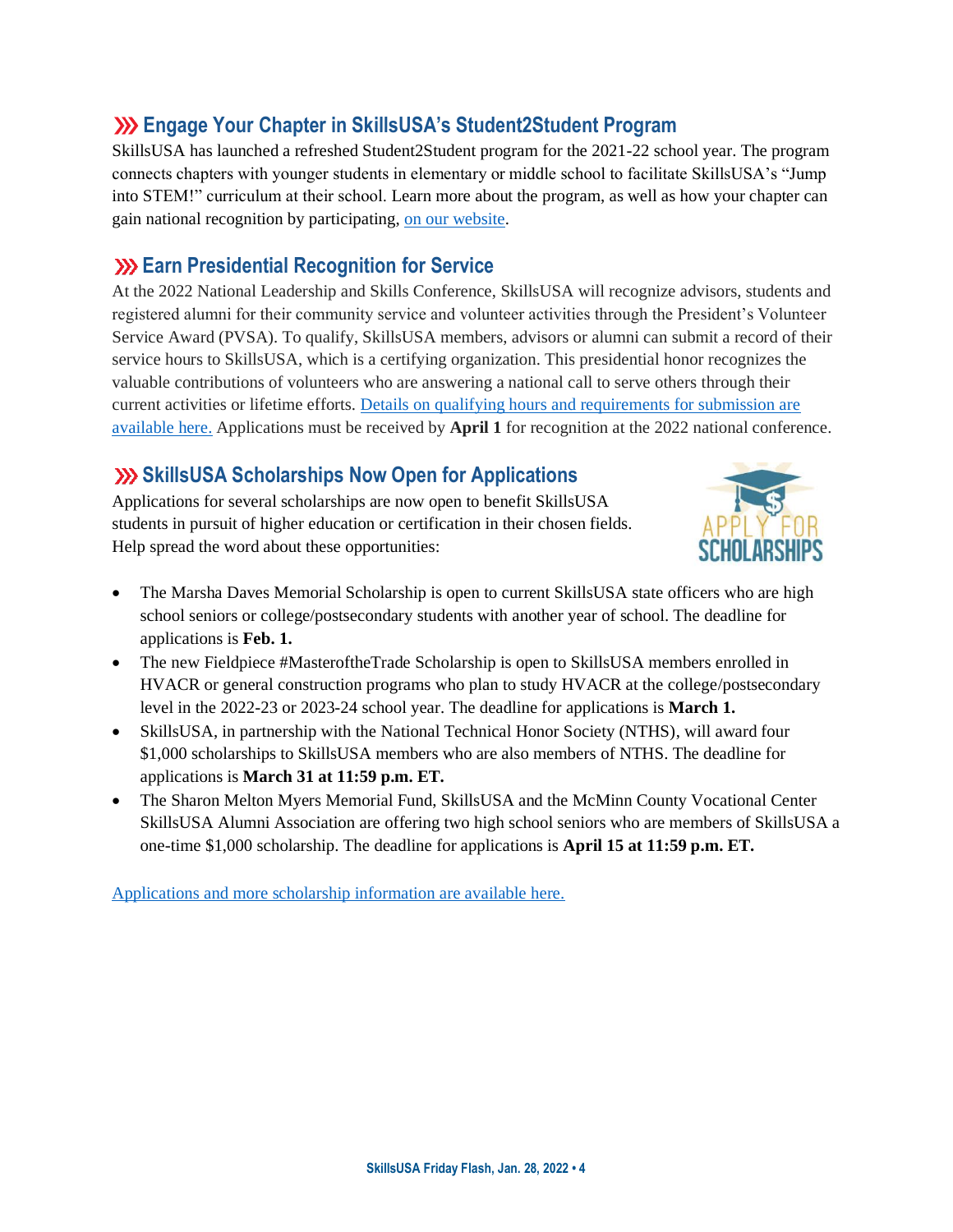## Engage Your Chapter in SkillsUSA's Student2Student Program

SkillsUSA has launched a refreshed Student2Student program for the 2021-22 school year. The program connects chapters with younger students in elementary or middle school to facilitate SkillsUSA's "Jump into STEM!" curriculum at their school. Learn more about the program, as well as how your chapter can gain national recognition by participating, on our website.

## Earn Presidential Recognition for Service

At the 2022 National Leadership and Skills Conference, SkillsUSA will recognize advisors, students and registered alumni for their community service and volunteer activities through the President's Volunteer Service Award (PVSA). To qualify, SkillsUSA members, advisors or alumni can submit a record of their service hours to SkillsUSA, which is a certifying organization. This presidential honor recognizes the valuable contributions of volunteers who are answering a national call to serve others through their current activities or lifetime efforts. Details on qualifying hours and requirements for submission are available here. Applications must be received by **April 1** for recognition at the 2022 national conference.

## SkillsUSA Scholarships Now Open for Applications

Applications for several scholarships are now open to benefit SkillsUSA students in pursuit of higher education or certification in their chosen fields. Help spread the word about these opportunities:

- The Marsha Daves Memorial Scholarship is open to current SkillsUSA state officers who are high school seniors or college/postsecondary students with another year of school. The deadline for applications is **Feb. 1.**
- The new Fieldpiece #MasteroftheTrade Scholarship is open to SkillsUSA members enrolled in HVACR or general construction programs who plan to study HVACR at the college/postsecondary level in the 2022-23 or 2023-24 school year. The deadline for applications is **March 1.**
- SkillsUSA, in partnership with the National Technical Honor Society (NTHS), will award four $1,000 scholarships to SkillsUSA members who are also members of NTHS. The deadline for applications is **March 31 at 11:59 p.m. ET.**
- The Sharon Melton Myers Memorial Fund, SkillsUSA and the McMinn County Vocational Center SkillsUSA Alumni Association are offering two high school seniors who are members of SkillsUSA a one-time $1,000 scholarship. The deadline for applications is **April 15 at 11:59 p.m. ET.**

Applications and more scholarship information are available here.